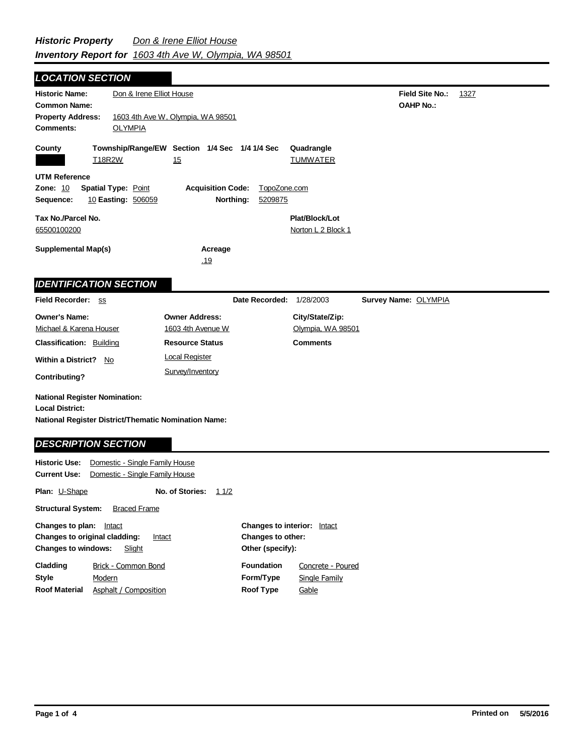## *Historic Property Inventory Report for* *Don & Irene Elliot House* *1603 4th Ave W, Olympia, WA 98501*

## LOCATION SECTION

**Historic Name:** Don & Irene Elliot House
**Field Site No.:** 1327
**Common Name:**
**OAHP No.:**
**Property Address:** 1603 4th Ave W, Olympia, WA 98501
**Comments:** OLYMPIA

| County | Township/Range/EW | Section | 1/4 Sec | 1/4 1/4 Sec | Quadrangle |
|---|---|---|---|---|---|
| | T18R2W | 15 | | | TUMWATER |

**UTM Reference**
**Zone:** 10 **Spatial Type:** Point **Acquisition Code:** TopoZone.com
**Sequence:** 10 **Easting:** 506059 **Northing:** 5209875

**Tax No./Parcel No.** 65500100200
**Plat/Block/Lot** Norton L 2 Block 1

**Supplemental Map(s)**
**Acreage** .19

## IDENTIFICATION SECTION

**Field Recorder:** ss **Date Recorded:** 1/28/2003 **Survey Name:** OLYMPIA

| Owner's Name: | Owner Address: | City/State/Zip: |
|---|---|---|
| Michael & Karena Houser | 1603 4th Avenue W | Olympia, WA 98501 |

**Classification:** Building
**Resource Status:** Local Register; Survey/Inventory
**Comments**
**Within a District?** No
**Contributing?**

**National Register Nomination:**
**Local District:**
**National Register District/Thematic Nomination Name:**

## DESCRIPTION SECTION

**Historic Use:** Domestic - Single Family House
**Current Use:** Domestic - Single Family House

**Plan:** U-Shape **No. of Stories:** 1 1/2

**Structural System:** Braced Frame

**Changes to plan:** Intact
**Changes to original cladding:** Intact
**Changes to windows:** Slight
**Changes to interior:** Intact
**Changes to other:**
**Other (specify):**

**Cladding** Brick - Common Bond
**Style** Modern
**Roof Material** Asphalt / Composition
**Foundation** Concrete - Poured
**Form/Type** Single Family
**Roof Type** Gable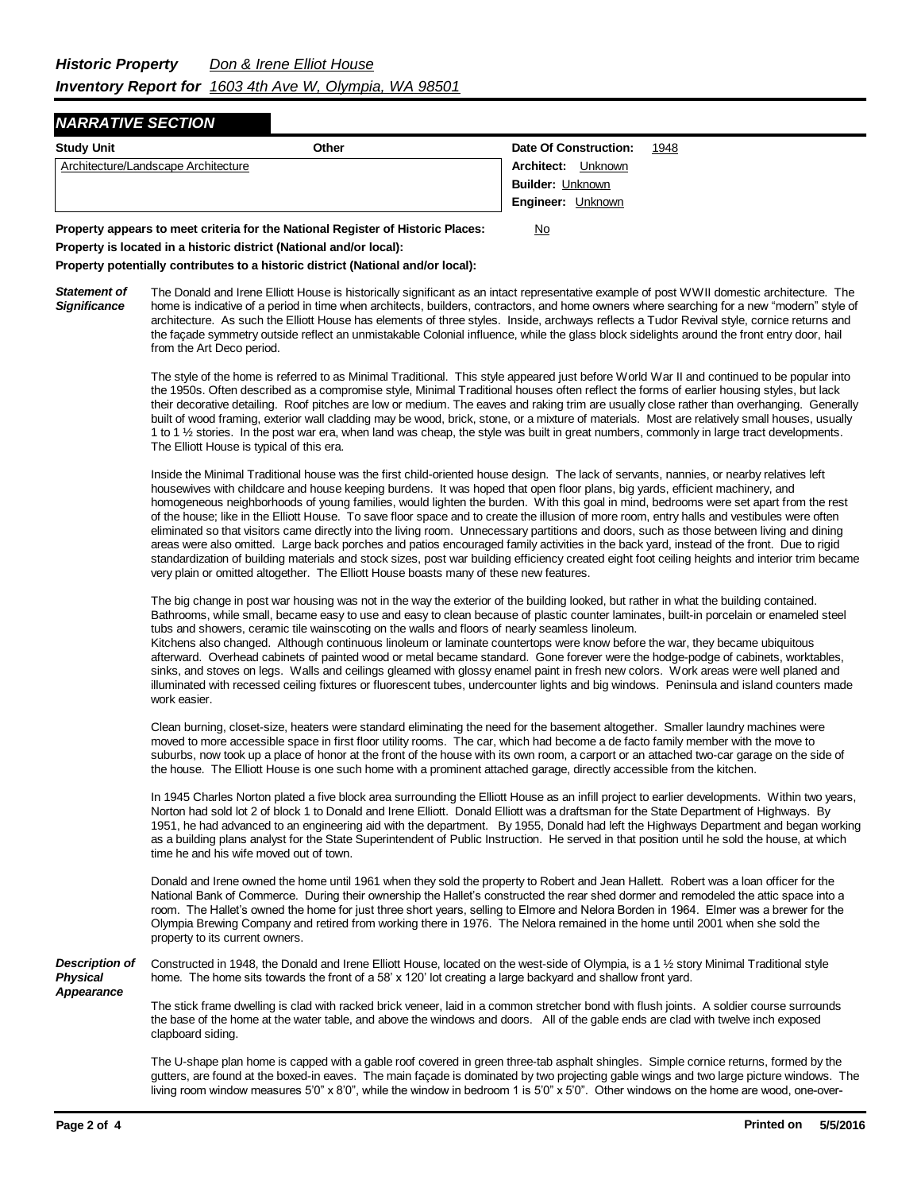***Historic Property Inventory Report for*** *Don & Irene Elliot House* *1603 4th Ave W, Olympia, WA 98501*

## NARRATIVE SECTION

| Study Unit | Other | |
|---|---|---|
| Architecture/Landscape Architecture | | **Date Of Construction:** 1948 |
| | | **Architect:** Unknown |
| | | **Builder:** Unknown |
| | | **Engineer:** Unknown |

**Property appears to meet criteria for the National Register of Historic Places:** No

**Property is located in a historic district (National and/or local):**

**Property potentially contributes to a historic district (National and/or local):**

### Statement of Significance

The Donald and Irene Elliott House is historically significant as an intact representative example of post WWII domestic architecture. The home is indicative of a period in time when architects, builders, contractors, and home owners where searching for a new "modern" style of architecture. As such the Elliott House has elements of three styles. Inside, archways reflects a Tudor Revival style, cornice returns and the façade symmetry outside reflect an unmistakable Colonial influence, while the glass block sidelights around the front entry door, hail from the Art Deco period.

The style of the home is referred to as Minimal Traditional. This style appeared just before World War II and continued to be popular into the 1950s. Often described as a compromise style, Minimal Traditional houses often reflect the forms of earlier housing styles, but lack their decorative detailing. Roof pitches are low or medium. The eaves and raking trim are usually close rather than overhanging. Generally built of wood framing, exterior wall cladding may be wood, brick, stone, or a mixture of materials. Most are relatively small houses, usually 1 to 1 ½ stories. In the post war era, when land was cheap, the style was built in great numbers, commonly in large tract developments. The Elliott House is typical of this era.

Inside the Minimal Traditional house was the first child-oriented house design. The lack of servants, nannies, or nearby relatives left housewives with childcare and house keeping burdens. It was hoped that open floor plans, big yards, efficient machinery, and homogeneous neighborhoods of young families, would lighten the burden. With this goal in mind, bedrooms were set apart from the rest of the house; like in the Elliott House. To save floor space and to create the illusion of more room, entry halls and vestibules were often eliminated so that visitors came directly into the living room. Unnecessary partitions and doors, such as those between living and dining areas were also omitted. Large back porches and patios encouraged family activities in the back yard, instead of the front. Due to rigid standardization of building materials and stock sizes, post war building efficiency created eight foot ceiling heights and interior trim became very plain or omitted altogether. The Elliott House boasts many of these new features.

The big change in post war housing was not in the way the exterior of the building looked, but rather in what the building contained. Bathrooms, while small, became easy to use and easy to clean because of plastic counter laminates, built-in porcelain or enameled steel tubs and showers, ceramic tile wainscoting on the walls and floors of nearly seamless linoleum.
Kitchens also changed. Although continuous linoleum or laminate countertops were know before the war, they became ubiquitous afterward. Overhead cabinets of painted wood or metal became standard. Gone forever were the hodge-podge of cabinets, worktables, sinks, and stoves on legs. Walls and ceilings gleamed with glossy enamel paint in fresh new colors. Work areas were well planed and illuminated with recessed ceiling fixtures or fluorescent tubes, undercounter lights and big windows. Peninsula and island counters made work easier.

Clean burning, closet-size, heaters were standard eliminating the need for the basement altogether. Smaller laundry machines were moved to more accessible space in first floor utility rooms. The car, which had become a de facto family member with the move to suburbs, now took up a place of honor at the front of the house with its own room, a carport or an attached two-car garage on the side of the house. The Elliott House is one such home with a prominent attached garage, directly accessible from the kitchen.

In 1945 Charles Norton plated a five block area surrounding the Elliott House as an infill project to earlier developments. Within two years, Norton had sold lot 2 of block 1 to Donald and Irene Elliott. Donald Elliott was a draftsman for the State Department of Highways. By 1951, he had advanced to an engineering aid with the department. By 1955, Donald had left the Highways Department and began working as a building plans analyst for the State Superintendent of Public Instruction. He served in that position until he sold the house, at which time he and his wife moved out of town.

Donald and Irene owned the home until 1961 when they sold the property to Robert and Jean Hallett. Robert was a loan officer for the National Bank of Commerce. During their ownership the Hallet's constructed the rear shed dormer and remodeled the attic space into a room. The Hallet's owned the home for just three short years, selling to Elmore and Nelora Borden in 1964. Elmer was a brewer for the Olympia Brewing Company and retired from working there in 1976. The Nelora remained in the home until 2001 when she sold the property to its current owners.

### Description of Physical Appearance

Constructed in 1948, the Donald and Irene Elliott House, located on the west-side of Olympia, is a 1 ½ story Minimal Traditional style home. The home sits towards the front of a 58' x 120' lot creating a large backyard and shallow front yard.

The stick frame dwelling is clad with racked brick veneer, laid in a common stretcher bond with flush joints. A soldier course surrounds the base of the home at the water table, and above the windows and doors. All of the gable ends are clad with twelve inch exposed clapboard siding.

The U-shape plan home is capped with a gable roof covered in green three-tab asphalt shingles. Simple cornice returns, formed by the gutters, are found at the boxed-in eaves. The main façade is dominated by two projecting gable wings and two large picture windows. The living room window measures 5'0" x 8'0", while the window in bedroom 1 is 5'0" x 5'0". Other windows on the home are wood, one-over-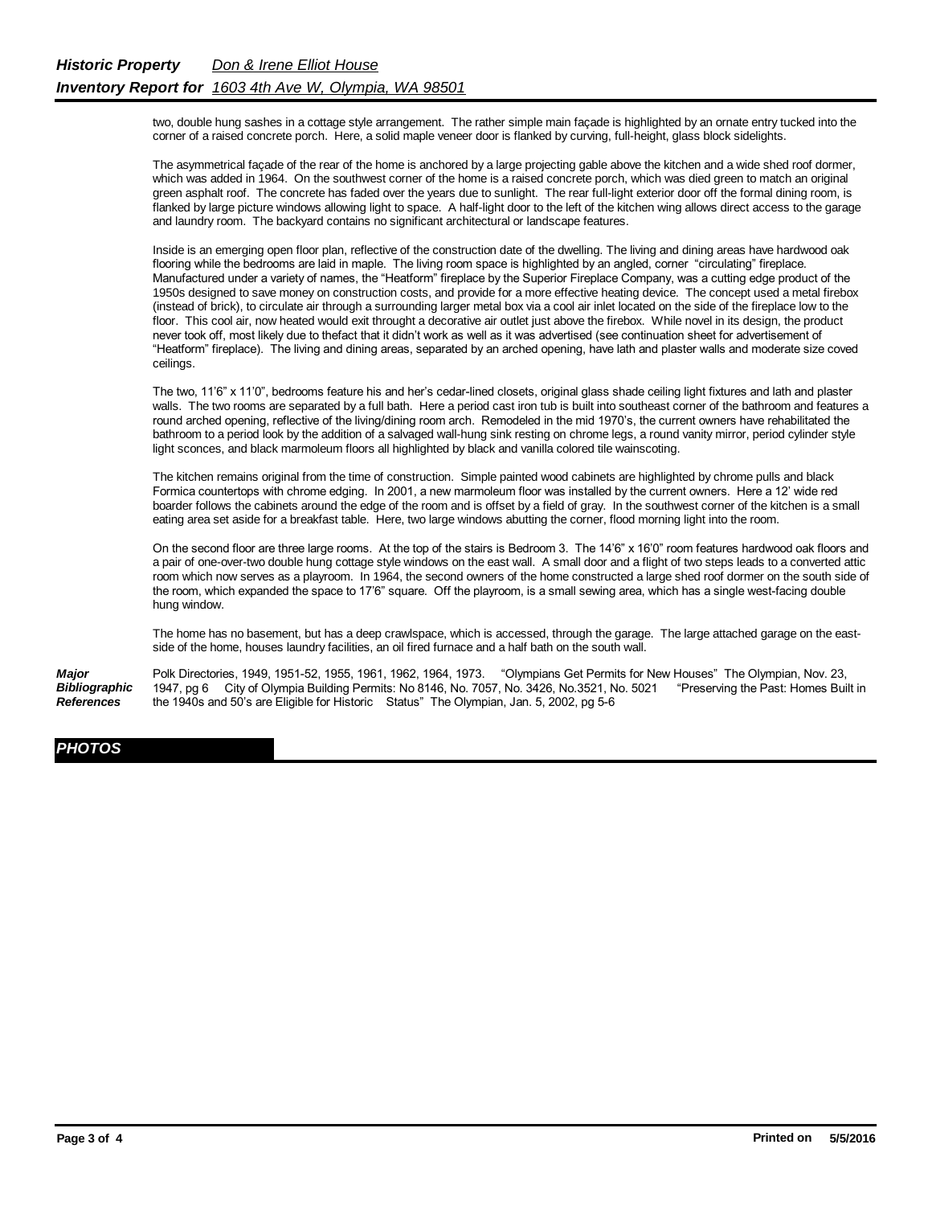two, double hung sashes in a cottage style arrangement. The rather simple main façade is highlighted by an ornate entry tucked into the corner of a raised concrete porch. Here, a solid maple veneer door is flanked by curving, full-height, glass block sidelights.

The asymmetrical façade of the rear of the home is anchored by a large projecting gable above the kitchen and a wide shed roof dormer, which was added in 1964. On the southwest corner of the home is a raised concrete porch, which was died green to match an original green asphalt roof. The concrete has faded over the years due to sunlight. The rear full-light exterior door off the formal dining room, is flanked by large picture windows allowing light to space. A half-light door to the left of the kitchen wing allows direct access to the garage and laundry room. The backyard contains no significant architectural or landscape features.

Inside is an emerging open floor plan, reflective of the construction date of the dwelling. The living and dining areas have hardwood oak flooring while the bedrooms are laid in maple. The living room space is highlighted by an angled, corner "circulating" fireplace. Manufactured under a variety of names, the "Heatform" fireplace by the Superior Fireplace Company, was a cutting edge product of the 1950s designed to save money on construction costs, and provide for a more effective heating device. The concept used a metal firebox (instead of brick), to circulate air through a surrounding larger metal box via a cool air inlet located on the side of the fireplace low to the floor. This cool air, now heated would exit throught a decorative air outlet just above the firebox. While novel in its design, the product never took off, most likely due to thefact that it didn't work as well as it was advertised (see continuation sheet for advertisement of "Heatform" fireplace). The living and dining areas, separated by an arched opening, have lath and plaster walls and moderate size coved ceilings.

The two, 11'6" x 11'0", bedrooms feature his and her's cedar-lined closets, original glass shade ceiling light fixtures and lath and plaster walls. The two rooms are separated by a full bath. Here a period cast iron tub is built into southeast corner of the bathroom and features a round arched opening, reflective of the living/dining room arch. Remodeled in the mid 1970's, the current owners have rehabilitated the bathroom to a period look by the addition of a salvaged wall-hung sink resting on chrome legs, a round vanity mirror, period cylinder style light sconces, and black marmoleum floors all highlighted by black and vanilla colored tile wainscoting.

The kitchen remains original from the time of construction. Simple painted wood cabinets are highlighted by chrome pulls and black Formica countertops with chrome edging. In 2001, a new marmoleum floor was installed by the current owners. Here a 12' wide red boarder follows the cabinets around the edge of the room and is offset by a field of gray. In the southwest corner of the kitchen is a small eating area set aside for a breakfast table. Here, two large windows abutting the corner, flood morning light into the room.

On the second floor are three large rooms. At the top of the stairs is Bedroom 3. The 14'6" x 16'0" room features hardwood oak floors and a pair of one-over-two double hung cottage style windows on the east wall. A small door and a flight of two steps leads to a converted attic room which now serves as a playroom. In 1964, the second owners of the home constructed a large shed roof dormer on the south side of the room, which expanded the space to 17'6" square. Off the playroom, is a small sewing area, which has a single west-facing double hung window.

The home has no basement, but has a deep crawlspace, which is accessed, through the garage. The large attached garage on the east-side of the home, houses laundry facilities, an oil fired furnace and a half bath on the south wall.

***Major Bibliographic References***

Polk Directories, 1949, 1951-52, 1955, 1961, 1962, 1964, 1973. "Olympians Get Permits for New Houses" The Olympian, Nov. 23, 1947, pg 6 City of Olympia Building Permits: No 8146, No. 7057, No. 3426, No.3521, No. 5021 "Preserving the Past: Homes Built in the 1940s and 50's are Eligible for Historic Status" The Olympian, Jan. 5, 2002, pg 5-6

## *PHOTOS*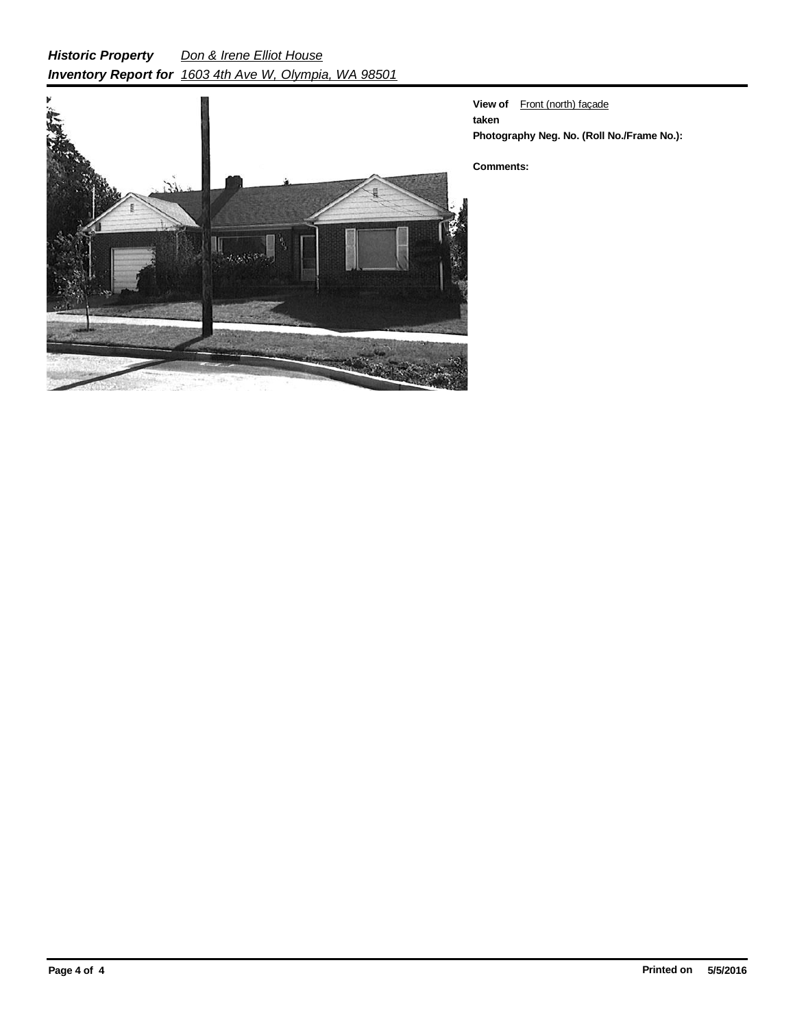**Historic Property Inventory Report for** *Don & Irene Elliot House*
*1603 4th Ave W, Olympia, WA 98501*

**View of** Front (north) façade
**taken**
**Photography Neg. No. (Roll No./Frame No.):**

**Comments:**

**Printed on** 5/5/2016